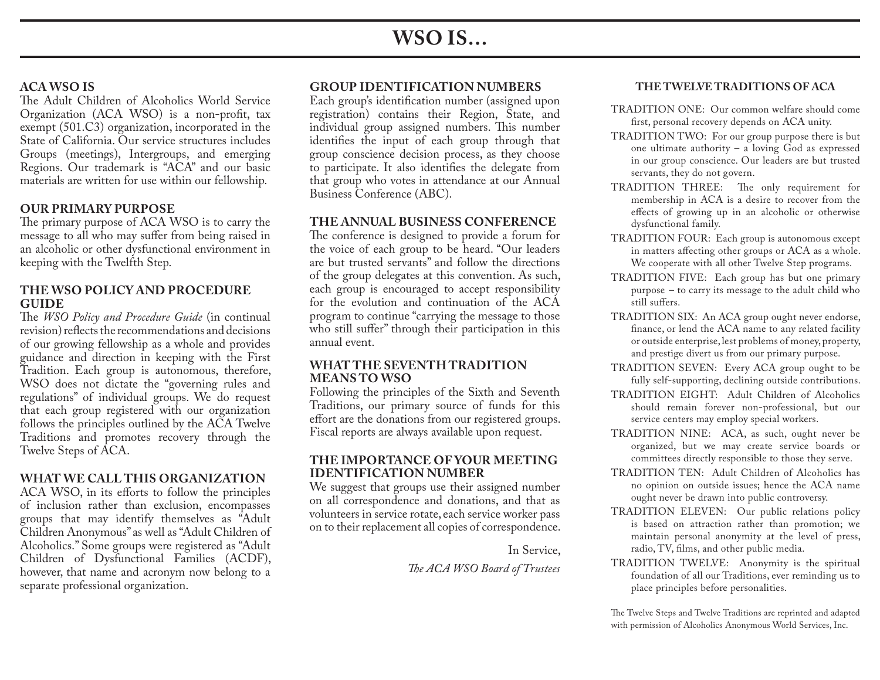# WSO IS…

## ACA WSO IS

The Adult Children of Alcoholics World Service Organization (ACA WSO) is a non-profit, tax exempt (501.C3) organization, incorporated in the State of California. Our service structures includes Groups (meetings), Intergroups, and emerging Regions. Our trademark is "ACA" and our basic materials are written for use within our fellowship.

## OUR PRIMARY PURPOSE

The primary purpose of ACA WSO is to carry the message to all who may suffer from being raised in an alcoholic or other dysfunctional environment in keeping with the Twelfth Step.

## THE WSO POLICY AND PROCEDURE GUIDE

The *WSO Policy and Procedure Guide* (in continual revision) reflects the recommendations and decisions of our growing fellowship as a whole and provides guidance and direction in keeping with the First Tradition. Each group is autonomous, therefore, WSO does not dictate the "governing rules and regulations" of individual groups. We do request that each group registered with our organization follows the principles outlined by the ACA Twelve Traditions and promotes recovery through the Twelve Steps of ACA.

## WHAT WE CALL THIS ORGANIZATION

ACA WSO, in its efforts to follow the principles of inclusion rather than exclusion, encompasses groups that may identify themselves as "Adult Children Anonymous" as well as "Adult Children of Alcoholics." Some groups were registered as "Adult Children of Dysfunctional Families (ACDF), however, that name and acronym now belong to a separate professional organization.

## GROUP IDENTIFICATION NUMBERS

Each group's identification number (assigned upon registration) contains their Region, State, and individual group assigned numbers. This number identifies the input of each group through that group conscience decision process, as they choose to participate. It also identifies the delegate from that group who votes in attendance at our Annual Business Conference (ABC).

## THE ANNUAL BUSINESS CONFERENCE

The conference is designed to provide a forum for the voice of each group to be heard. "Our leaders are but trusted servants" and follow the directions of the group delegates at this convention. As such, each group is encouraged to accept responsibility for the evolution and continuation of the ACA program to continue "carrying the message to those who still suffer" through their participation in this annual event.

## WHAT THE SEVENTH TRADITION MEANS TO WSO

Following the principles of the Sixth and Seventh Traditions, our primary source of funds for this effort are the donations from our registered groups. Fiscal reports are always available upon request.

## THE IMPORTANCE OF YOUR MEETING IDENTIFICATION NUMBER

We suggest that groups use their assigned number on all correspondence and donations, and that as volunteers in service rotate, each service worker pass on to their replacement all copies of correspondence.

In Service,

*The ACA WSO Board of Trustees*

## THE TWELVE TRADITIONS OF ACA

TRADITION ONE: Our common welfare should come first, personal recovery depends on ACA unity.

TRADITION TWO: For our group purpose there is but one ultimate authority – a loving God as expressed in our group conscience. Our leaders are but trusted servants, they do not govern.

TRADITION THREE: The only requirement for membership in ACA is a desire to recover from the effects of growing up in an alcoholic or otherwise dysfunctional family.

TRADITION FOUR: Each group is autonomous except in matters affecting other groups or ACA as a whole. We cooperate with all other Twelve Step programs.

TRADITION FIVE: Each group has but one primary purpose – to carry its message to the adult child who still suffers.

TRADITION SIX: An ACA group ought never endorse, finance, or lend the ACA name to any related facility or outside enterprise, lest problems of money, property, and prestige divert us from our primary purpose.

TRADITION SEVEN: Every ACA group ought to be fully self-supporting, declining outside contributions.

TRADITION EIGHT: Adult Children of Alcoholics should remain forever non-professional, but our service centers may employ special workers.

TRADITION NINE: ACA, as such, ought never be organized, but we may create service boards or committees directly responsible to those they serve.

TRADITION TEN: Adult Children of Alcoholics has no opinion on outside issues; hence the ACA name ought never be drawn into public controversy.

TRADITION ELEVEN: Our public relations policy is based on attraction rather than promotion; we maintain personal anonymity at the level of press, radio, TV, films, and other public media.

TRADITION TWELVE: Anonymity is the spiritual foundation of all our Traditions, ever reminding us to place principles before personalities.

The Twelve Steps and Twelve Traditions are reprinted and adapted with permission of Alcoholics Anonymous World Services, Inc.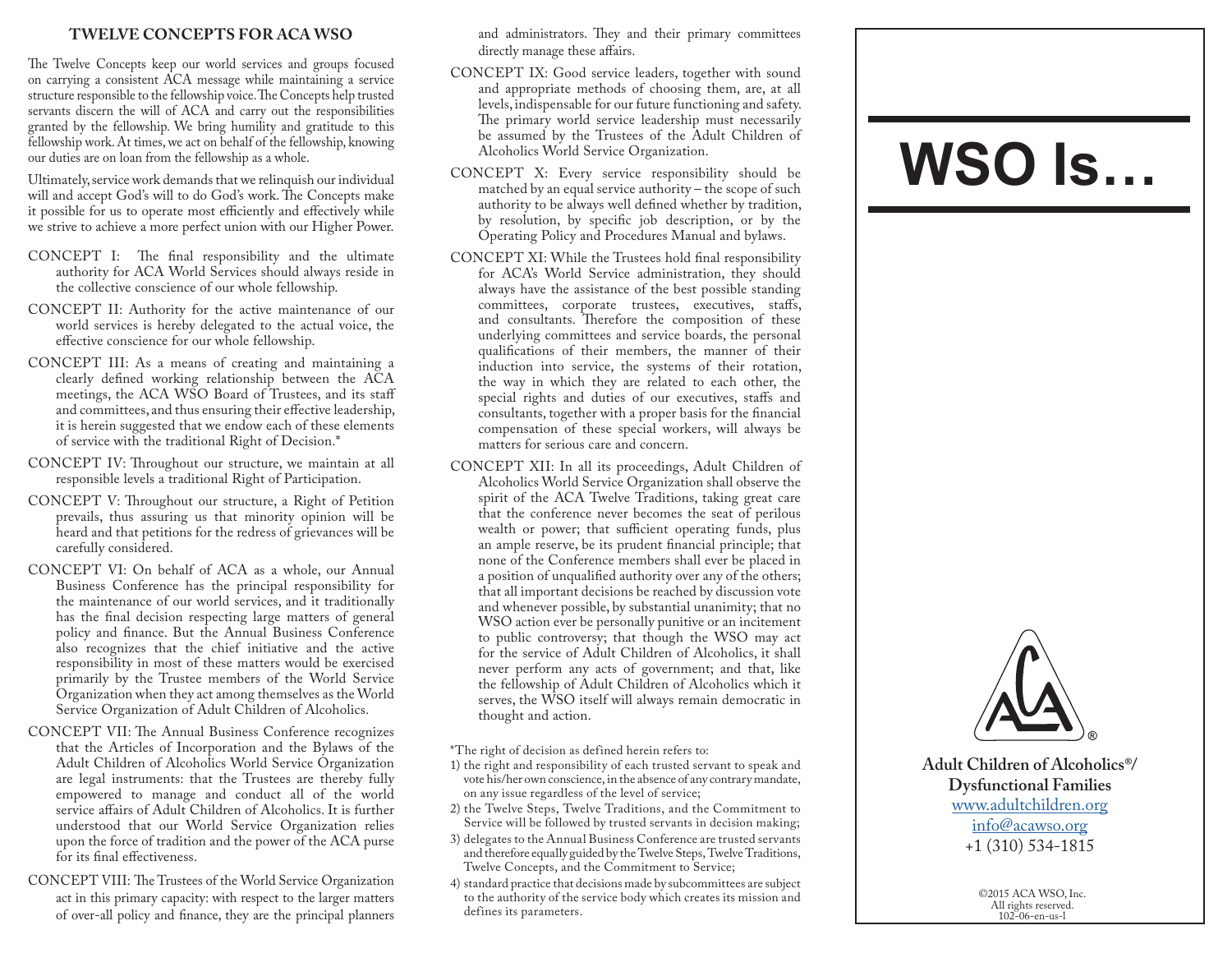## TWELVE CONCEPTS FOR ACA WSO

The Twelve Concepts keep our world services and groups focused on carrying a consistent ACA message while maintaining a service structure responsible to the fellowship voice. The Concepts help trusted servants discern the will of ACA and carry out the responsibilities granted by the fellowship. We bring humility and gratitude to this fellowship work. At times, we act on behalf of the fellowship, knowing our duties are on loan from the fellowship as a whole.

Ultimately, service work demands that we relinquish our individual will and accept God's will to do God's work. The Concepts make it possible for us to operate most efficiently and effectively while we strive to achieve a more perfect union with our Higher Power.

CONCEPT I: The final responsibility and the ultimate authority for ACA World Services should always reside in the collective conscience of our whole fellowship.

CONCEPT II: Authority for the active maintenance of our world services is hereby delegated to the actual voice, the effective conscience for our whole fellowship.

CONCEPT III: As a means of creating and maintaining a clearly defined working relationship between the ACA meetings, the ACA WSO Board of Trustees, and its staff and committees, and thus ensuring their effective leadership, it is herein suggested that we endow each of these elements of service with the traditional Right of Decision.*

CONCEPT IV: Throughout our structure, we maintain at all responsible levels a traditional Right of Participation.

CONCEPT V: Throughout our structure, a Right of Petition prevails, thus assuring us that minority opinion will be heard and that petitions for the redress of grievances will be carefully considered.

CONCEPT VI: On behalf of ACA as a whole, our Annual Business Conference has the principal responsibility for the maintenance of our world services, and it traditionally has the final decision respecting large matters of general policy and finance. But the Annual Business Conference also recognizes that the chief initiative and the active responsibility in most of these matters would be exercised primarily by the Trustee members of the World Service Organization when they act among themselves as the World Service Organization of Adult Children of Alcoholics.

CONCEPT VII: The Annual Business Conference recognizes that the Articles of Incorporation and the Bylaws of the Adult Children of Alcoholics World Service Organization are legal instruments: that the Trustees are thereby fully empowered to manage and conduct all of the world service affairs of Adult Children of Alcoholics. It is further understood that our World Service Organization relies upon the force of tradition and the power of the ACA purse for its final effectiveness.

CONCEPT VIII: The Trustees of the World Service Organization act in this primary capacity: with respect to the larger matters of over-all policy and finance, they are the principal planners and administrators. They and their primary committees directly manage these affairs.

CONCEPT IX: Good service leaders, together with sound and appropriate methods of choosing them, are, at all levels, indispensable for our future functioning and safety. The primary world service leadership must necessarily be assumed by the Trustees of the Adult Children of Alcoholics World Service Organization.

CONCEPT X: Every service responsibility should be matched by an equal service authority – the scope of such authority to be always well defined whether by tradition, by resolution, by specific job description, or by the Operating Policy and Procedures Manual and bylaws.

CONCEPT XI: While the Trustees hold final responsibility for ACA's World Service administration, they should always have the assistance of the best possible standing committees, corporate trustees, executives, staffs, and consultants. Therefore the composition of these underlying committees and service boards, the personal qualifications of their members, the manner of their induction into service, the systems of their rotation, the way in which they are related to each other, the special rights and duties of our executives, staffs and consultants, together with a proper basis for the financial compensation of these special workers, will always be matters for serious care and concern.

CONCEPT XII: In all its proceedings, Adult Children of Alcoholics World Service Organization shall observe the spirit of the ACA Twelve Traditions, taking great care that the conference never becomes the seat of perilous wealth or power; that sufficient operating funds, plus an ample reserve, be its prudent financial principle; that none of the Conference members shall ever be placed in a position of unqualified authority over any of the others; that all important decisions be reached by discussion vote and whenever possible, by substantial unanimity; that no WSO action ever be personally punitive or an incitement to public controversy; that though the WSO may act for the service of Adult Children of Alcoholics, it shall never perform any acts of government; and that, like the fellowship of Adult Children of Alcoholics which it serves, the WSO itself will always remain democratic in thought and action.

*The right of decision as defined herein refers to:

1) the right and responsibility of each trusted servant to speak and vote his/her own conscience, in the absence of any contrary mandate, on any issue regardless of the level of service;
2) the Twelve Steps, Twelve Traditions, and the Commitment to Service will be followed by trusted servants in decision making;
3) delegates to the Annual Business Conference are trusted servants and therefore equally guided by the Twelve Steps, Twelve Traditions, Twelve Concepts, and the Commitment to Service;
4) standard practice that decisions made by subcommittees are subject to the authority of the service body which creates its mission and defines its parameters.

# WSO Is…

**Adult Children of Alcoholics®/ Dysfunctional Families**

www.adultchildren.org

info@acawso.org

+1 (310) 534-1815

©2015 ACA WSO, Inc.
All rights reserved.
102-06-en-us-l